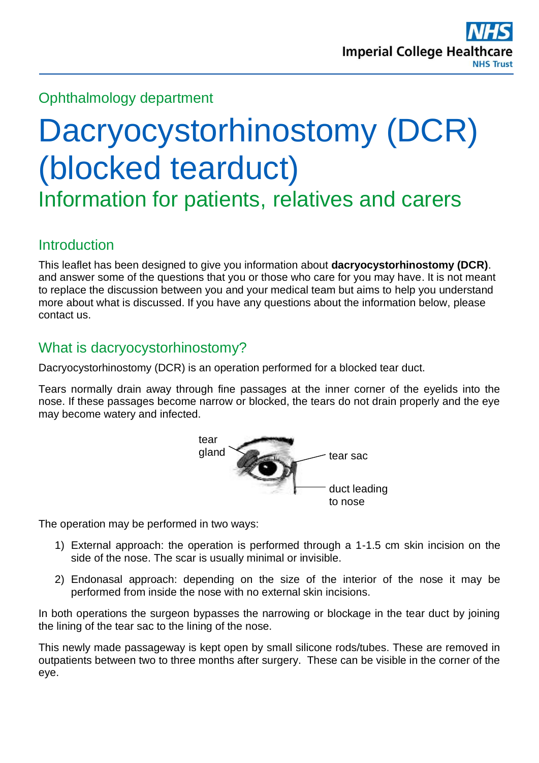Ophthalmology department

# Dacryocystorhinostomy (DCR) (blocked teardut)

## Information for patients, relatives and carers

## Introduction

This leaflet has been designed to give you information about **dacryocystorhinostomy (DCR)**. and answer some of the questions that you or those who care for you may have. It is not meant to replace the discussion between you and your medical team but aims to help you understand more about what is discussed. If you have any questions about the information below, please contact us.

## What is dacryocystorhinostomy?

Dacryocystorhinostomy (DCR) is an operation performed for a blocked tear duct.

Tears normally drain away through fine passages at the inner corner of the eyelids into the nose. If these passages become narrow or blocked, the tears do not drain properly and the eye may become watery and infected.

tear gland

tear sac

duct leading to nose

The operation may be performed in two ways:

1) External approach: the operation is performed through a 1-1.5 cm skin incision on the side of the nose. The scar is usually minimal or invisible.
2) Endonasal approach: depending on the size of the interior of the nose it may be performed from inside the nose with no external skin incisions.

In both operations the surgeon bypasses the narrowing or blockage in the tear duct by joining the lining of the tear sac to the lining of the nose.

This newly made passageway is kept open by small silicone rods/tubes. These are removed in outpatients between two to three months after surgery. These can be visible in the corner of the eye.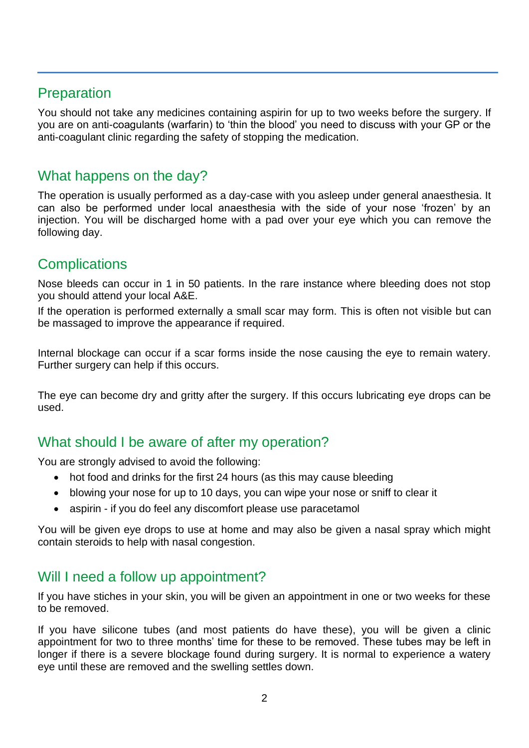## Preparation

You should not take any medicines containing aspirin for up to two weeks before the surgery. If you are on anti-coagulants (warfarin) to 'thin the blood' you need to discuss with your GP or the anti-coagulant clinic regarding the safety of stopping the medication.

## What happens on the day?

The operation is usually performed as a day-case with you asleep under general anaesthesia. It can also be performed under local anaesthesia with the side of your nose 'frozen' by an injection. You will be discharged home with a pad over your eye which you can remove the following day.

## Complications

Nose bleeds can occur in 1 in 50 patients. In the rare instance where bleeding does not stop you should attend your local A&E.

If the operation is performed externally a small scar may form. This is often not visible but can be massaged to improve the appearance if required.

Internal blockage can occur if a scar forms inside the nose causing the eye to remain watery. Further surgery can help if this occurs.

The eye can become dry and gritty after the surgery. If this occurs lubricating eye drops can be used.

## What should I be aware of after my operation?

You are strongly advised to avoid the following:

- hot food and drinks for the first 24 hours (as this may cause bleeding
- blowing your nose for up to 10 days, you can wipe your nose or sniff to clear it
- aspirin - if you do feel any discomfort please use paracetamol

You will be given eye drops to use at home and may also be given a nasal spray which might contain steroids to help with nasal congestion.

## Will I need a follow up appointment?

If you have stiches in your skin, you will be given an appointment in one or two weeks for these to be removed.

If you have silicone tubes (and most patients do have these), you will be given a clinic appointment for two to three months' time for these to be removed. These tubes may be left in longer if there is a severe blockage found during surgery. It is normal to experience a watery eye until these are removed and the swelling settles down.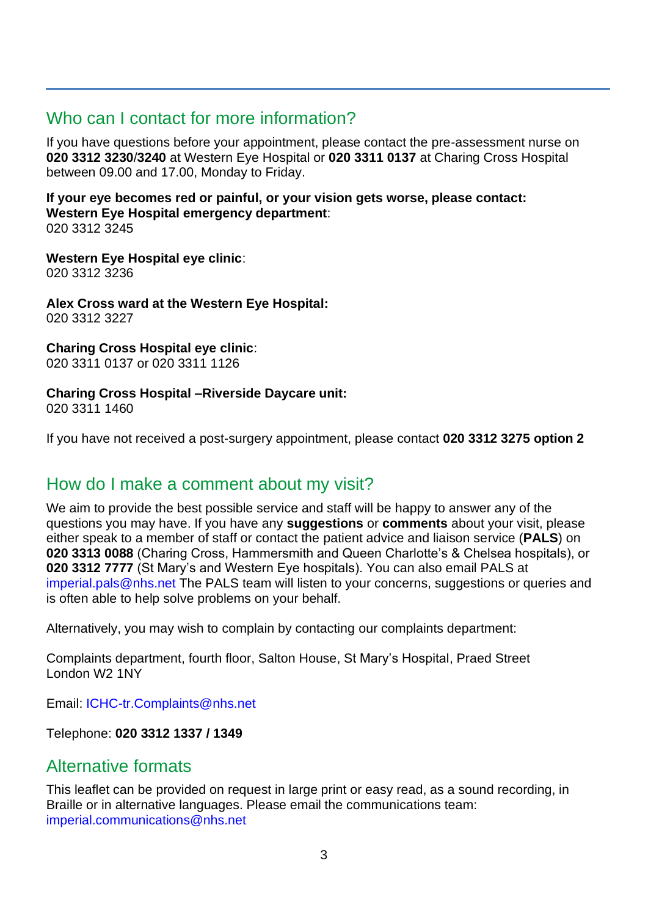## Who can I contact for more information?

If you have questions before your appointment, please contact the pre-assessment nurse on **020 3312 3230**/**3240** at Western Eye Hospital or **020 3311 0137** at Charing Cross Hospital between 09.00 and 17.00, Monday to Friday.

**If your eye becomes red or painful, or your vision gets worse, please contact:**
**Western Eye Hospital emergency department**:
020 3312 3245

**Western Eye Hospital eye clinic**:
020 3312 3236

**Alex Cross ward at the Western Eye Hospital:**
020 3312 3227

**Charing Cross Hospital eye clinic**:
020 3311 0137 or 020 3311 1126

**Charing Cross Hospital –Riverside Daycare unit:**
020 3311 1460

If you have not received a post-surgery appointment, please contact **020 3312 3275 option 2**

## How do I make a comment about my visit?

We aim to provide the best possible service and staff will be happy to answer any of the questions you may have. If you have any **suggestions** or **comments** about your visit, please either speak to a member of staff or contact the patient advice and liaison service (**PALS**) on **020 3313 0088** (Charing Cross, Hammersmith and Queen Charlotte's & Chelsea hospitals), or **020 3312 7777** (St Mary's and Western Eye hospitals). You can also email PALS at imperial.pals@nhs.net The PALS team will listen to your concerns, suggestions or queries and is often able to help solve problems on your behalf.

Alternatively, you may wish to complain by contacting our complaints department:

Complaints department, fourth floor, Salton House, St Mary's Hospital, Praed Street
London W2 1NY

Email: ICHC-tr.Complaints@nhs.net

Telephone: **020 3312 1337 / 1349**

## Alternative formats

This leaflet can be provided on request in large print or easy read, as a sound recording, in Braille or in alternative languages. Please email the communications team: imperial.communications@nhs.net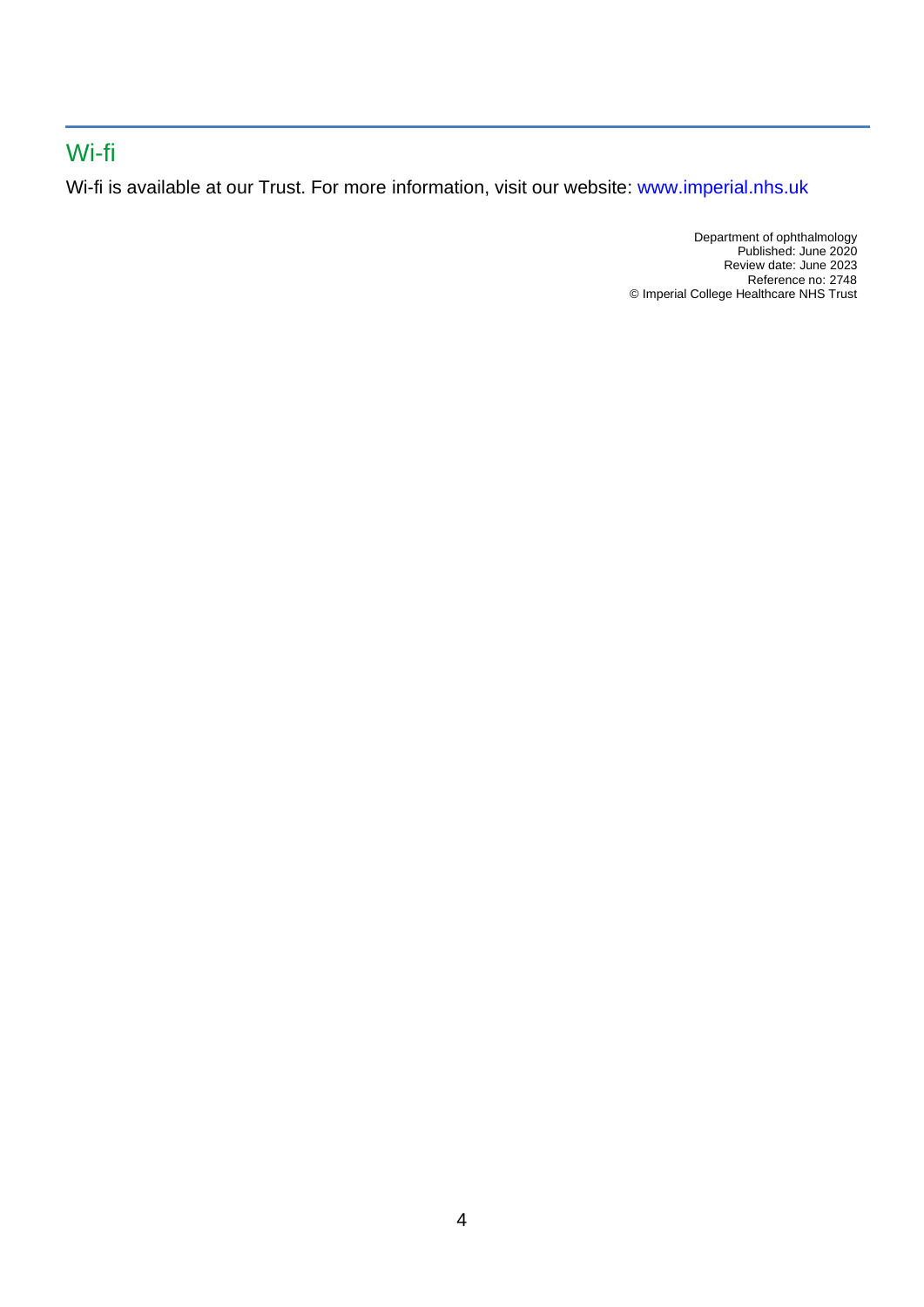## Wi-fi

Wi-fi is available at our Trust. For more information, visit our website: www.imperial.nhs.uk

Department of ophthalmology
Published: June 2020
Review date: June 2023
Reference no: 2748
© Imperial College Healthcare NHS Trust